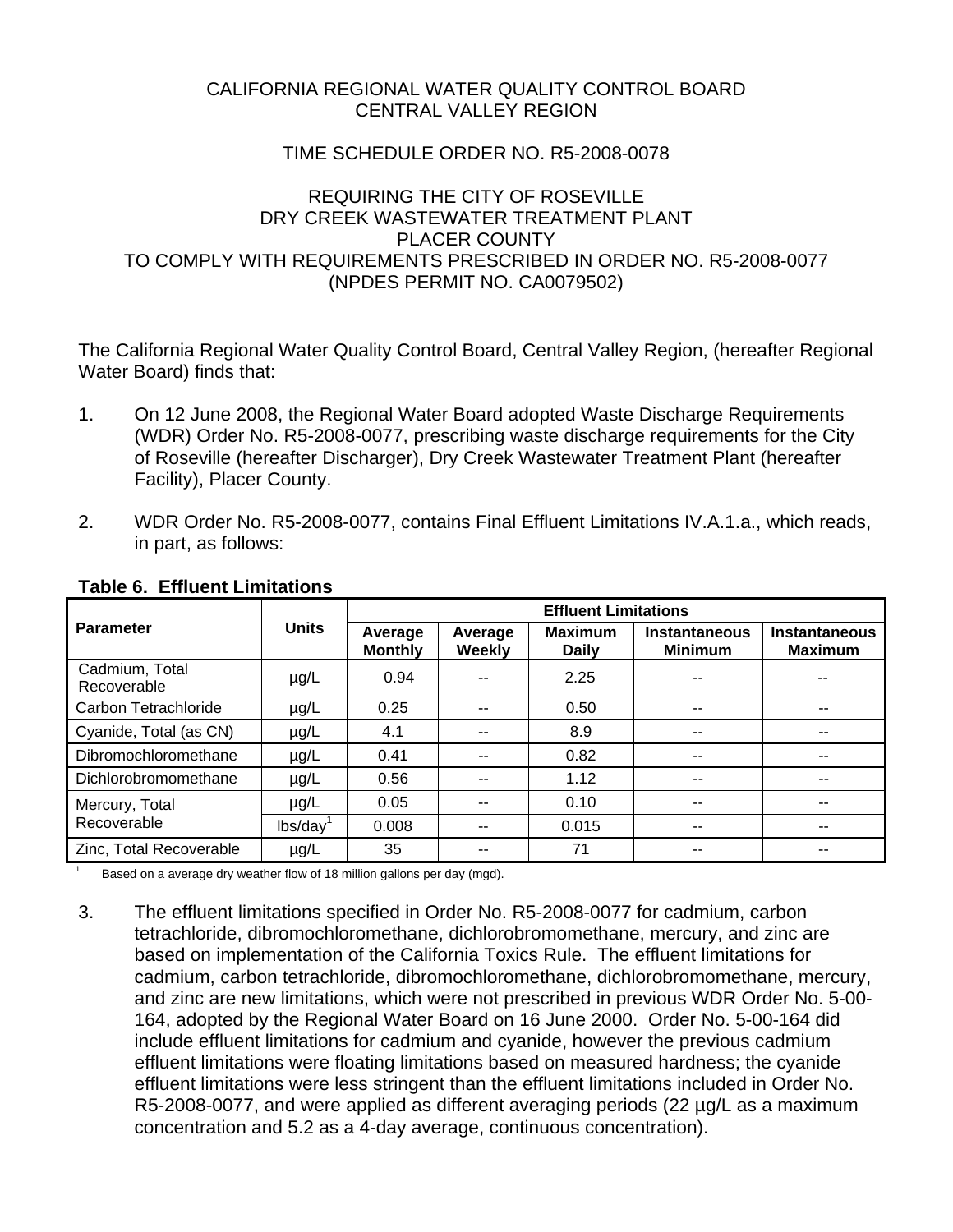CALIFORNIA REGIONAL WATER QUALITY CONTROL BOARD
CENTRAL VALLEY REGION

TIME SCHEDULE ORDER NO. R5-2008-0078

REQUIRING THE CITY OF ROSEVILLE
DRY CREEK WASTEWATER TREATMENT PLANT
PLACER COUNTY
TO COMPLY WITH REQUIREMENTS PRESCRIBED IN ORDER NO. R5-2008-0077
(NPDES PERMIT NO. CA0079502)

The California Regional Water Quality Control Board, Central Valley Region, (hereafter Regional Water Board) finds that:

1. On 12 June 2008, the Regional Water Board adopted Waste Discharge Requirements (WDR) Order No. R5-2008-0077, prescribing waste discharge requirements for the City of Roseville (hereafter Discharger), Dry Creek Wastewater Treatment Plant (hereafter Facility), Placer County.

2. WDR Order No. R5-2008-0077, contains Final Effluent Limitations IV.A.1.a., which reads, in part, as follows:

**Table 6. Effluent Limitations**

| Parameter | Units | Effluent Limitations | | | | |
|---|---|---|---|---|---|---|
| | | Average Monthly | Average Weekly | Maximum Daily | Instantaneous Minimum | Instantaneous Maximum |
| Cadmium, Total Recoverable | µg/L | 0.94 | -- | 2.25 | -- | -- |
| Carbon Tetrachloride | µg/L | 0.25 | -- | 0.50 | -- | -- |
| Cyanide, Total (as CN) | µg/L | 4.1 | -- | 8.9 | -- | -- |
| Dibromochloromethane | µg/L | 0.41 | -- | 0.82 | -- | -- |
| Dichlorobromomethane | µg/L | 0.56 | -- | 1.12 | -- | -- |
| Mercury, Total Recoverable | µg/L | 0.05 | -- | 0.10 | -- | -- |
| | lbs/day[1] | 0.008 | -- | 0.015 | -- | -- |
| Zinc, Total Recoverable | µg/L | 35 | -- | 71 | -- | -- |

[1] Based on a average dry weather flow of 18 million gallons per day (mgd).

3. The effluent limitations specified in Order No. R5-2008-0077 for cadmium, carbon tetrachloride, dibromochloromethane, dichlorobromomethane, mercury, and zinc are based on implementation of the California Toxics Rule. The effluent limitations for cadmium, carbon tetrachloride, dibromochloromethane, dichlorobromomethane, mercury, and zinc are new limitations, which were not prescribed in previous WDR Order No. 5-00-164, adopted by the Regional Water Board on 16 June 2000. Order No. 5-00-164 did include effluent limitations for cadmium and cyanide, however the previous cadmium effluent limitations were floating limitations based on measured hardness; the cyanide effluent limitations were less stringent than the effluent limitations included in Order No. R5-2008-0077, and were applied as different averaging periods (22 µg/L as a maximum concentration and 5.2 as a 4-day average, continuous concentration).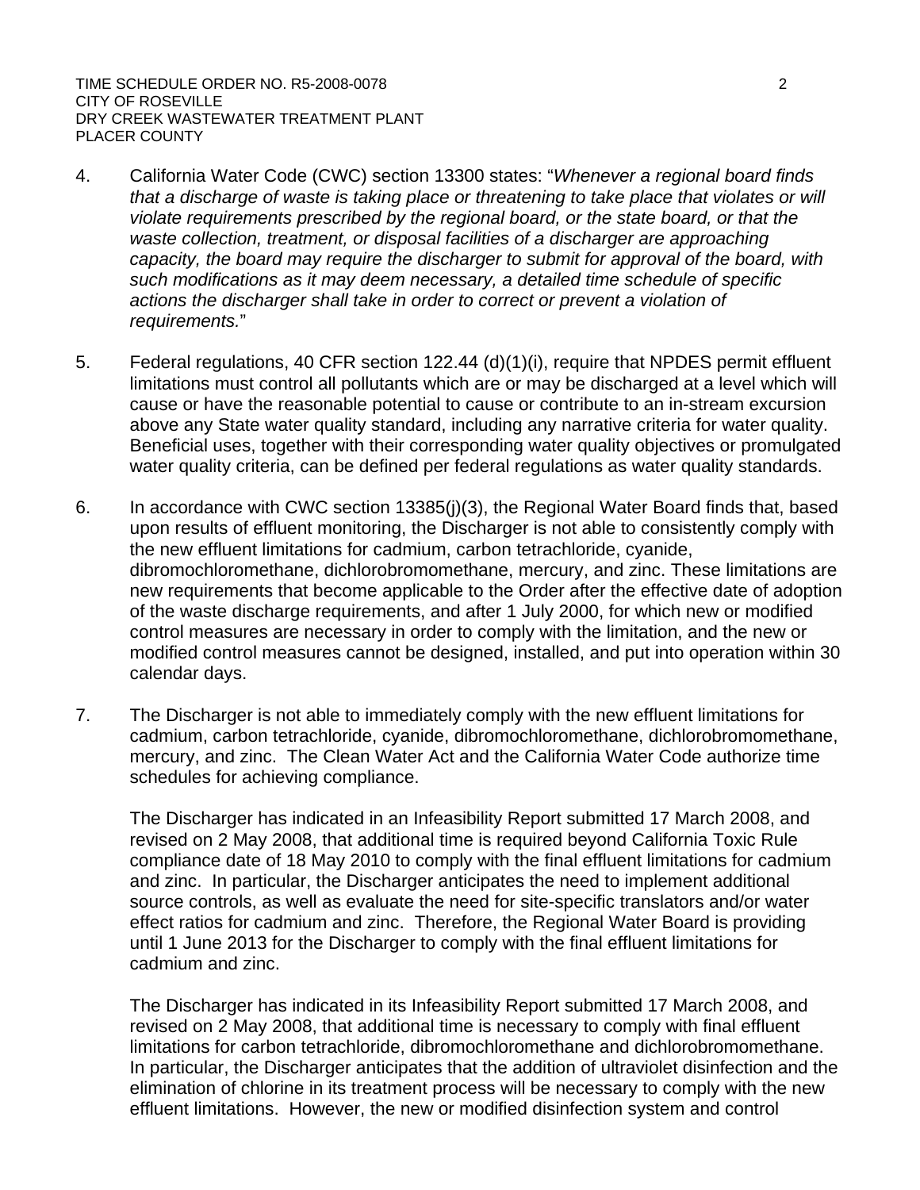4. California Water Code (CWC) section 13300 states: "*Whenever a regional board finds that a discharge of waste is taking place or threatening to take place that violates or will violate requirements prescribed by the regional board, or the state board, or that the waste collection, treatment, or disposal facilities of a discharger are approaching capacity, the board may require the discharger to submit for approval of the board, with such modifications as it may deem necessary, a detailed time schedule of specific actions the discharger shall take in order to correct or prevent a violation of requirements.*"

5. Federal regulations, 40 CFR section 122.44 (d)(1)(i), require that NPDES permit effluent limitations must control all pollutants which are or may be discharged at a level which will cause or have the reasonable potential to cause or contribute to an in-stream excursion above any State water quality standard, including any narrative criteria for water quality. Beneficial uses, together with their corresponding water quality objectives or promulgated water quality criteria, can be defined per federal regulations as water quality standards.

6. In accordance with CWC section 13385(j)(3), the Regional Water Board finds that, based upon results of effluent monitoring, the Discharger is not able to consistently comply with the new effluent limitations for cadmium, carbon tetrachloride, cyanide, dibromochloromethane, dichlorobromomethane, mercury, and zinc. These limitations are new requirements that become applicable to the Order after the effective date of adoption of the waste discharge requirements, and after 1 July 2000, for which new or modified control measures are necessary in order to comply with the limitation, and the new or modified control measures cannot be designed, installed, and put into operation within 30 calendar days.

7. The Discharger is not able to immediately comply with the new effluent limitations for cadmium, carbon tetrachloride, cyanide, dibromochloromethane, dichlorobromomethane, mercury, and zinc. The Clean Water Act and the California Water Code authorize time schedules for achieving compliance.

   The Discharger has indicated in an Infeasibility Report submitted 17 March 2008, and revised on 2 May 2008, that additional time is required beyond California Toxic Rule compliance date of 18 May 2010 to comply with the final effluent limitations for cadmium and zinc. In particular, the Discharger anticipates the need to implement additional source controls, as well as evaluate the need for site-specific translators and/or water effect ratios for cadmium and zinc. Therefore, the Regional Water Board is providing until 1 June 2013 for the Discharger to comply with the final effluent limitations for cadmium and zinc.

   The Discharger has indicated in its Infeasibility Report submitted 17 March 2008, and revised on 2 May 2008, that additional time is necessary to comply with final effluent limitations for carbon tetrachloride, dibromochloromethane and dichlorobromomethane. In particular, the Discharger anticipates that the addition of ultraviolet disinfection and the elimination of chlorine in its treatment process will be necessary to comply with the new effluent limitations. However, the new or modified disinfection system and control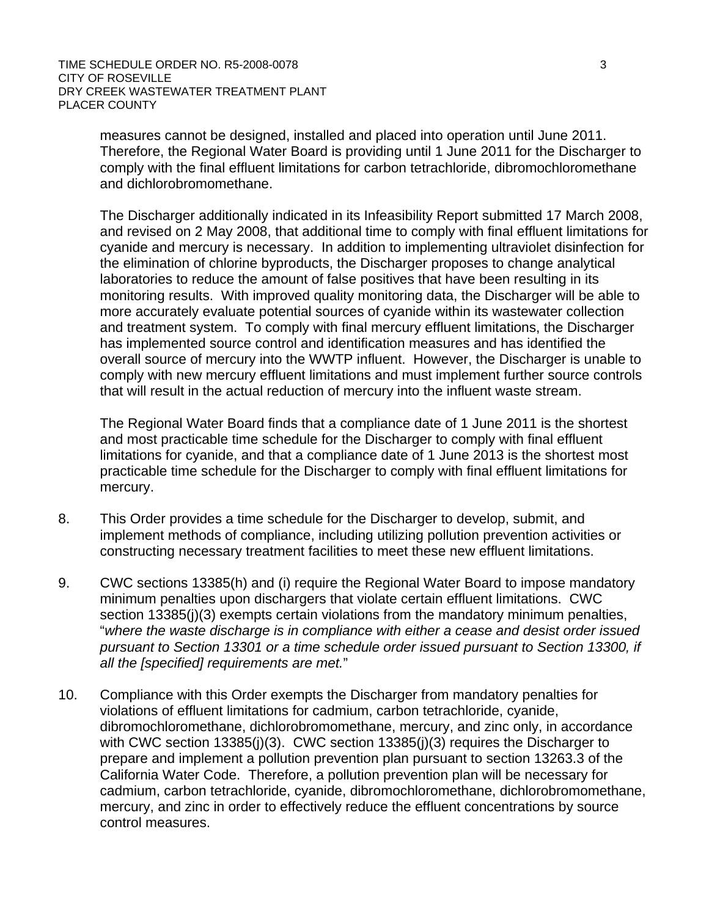measures cannot be designed, installed and placed into operation until June 2011. Therefore, the Regional Water Board is providing until 1 June 2011 for the Discharger to comply with the final effluent limitations for carbon tetrachloride, dibromochloromethane and dichlorobromomethane.

The Discharger additionally indicated in its Infeasibility Report submitted 17 March 2008, and revised on 2 May 2008, that additional time to comply with final effluent limitations for cyanide and mercury is necessary. In addition to implementing ultraviolet disinfection for the elimination of chlorine byproducts, the Discharger proposes to change analytical laboratories to reduce the amount of false positives that have been resulting in its monitoring results. With improved quality monitoring data, the Discharger will be able to more accurately evaluate potential sources of cyanide within its wastewater collection and treatment system. To comply with final mercury effluent limitations, the Discharger has implemented source control and identification measures and has identified the overall source of mercury into the WWTP influent. However, the Discharger is unable to comply with new mercury effluent limitations and must implement further source controls that will result in the actual reduction of mercury into the influent waste stream.

The Regional Water Board finds that a compliance date of 1 June 2011 is the shortest and most practicable time schedule for the Discharger to comply with final effluent limitations for cyanide, and that a compliance date of 1 June 2013 is the shortest most practicable time schedule for the Discharger to comply with final effluent limitations for mercury.

8. This Order provides a time schedule for the Discharger to develop, submit, and implement methods of compliance, including utilizing pollution prevention activities or constructing necessary treatment facilities to meet these new effluent limitations.

9. CWC sections 13385(h) and (i) require the Regional Water Board to impose mandatory minimum penalties upon dischargers that violate certain effluent limitations. CWC section 13385(j)(3) exempts certain violations from the mandatory minimum penalties, "*where the waste discharge is in compliance with either a cease and desist order issued pursuant to Section 13301 or a time schedule order issued pursuant to Section 13300, if all the [specified] requirements are met.*"

10. Compliance with this Order exempts the Discharger from mandatory penalties for violations of effluent limitations for cadmium, carbon tetrachloride, cyanide, dibromochloromethane, dichlorobromomethane, mercury, and zinc only, in accordance with CWC section 13385(j)(3). CWC section 13385(j)(3) requires the Discharger to prepare and implement a pollution prevention plan pursuant to section 13263.3 of the California Water Code. Therefore, a pollution prevention plan will be necessary for cadmium, carbon tetrachloride, cyanide, dibromochloromethane, dichlorobromomethane, mercury, and zinc in order to effectively reduce the effluent concentrations by source control measures.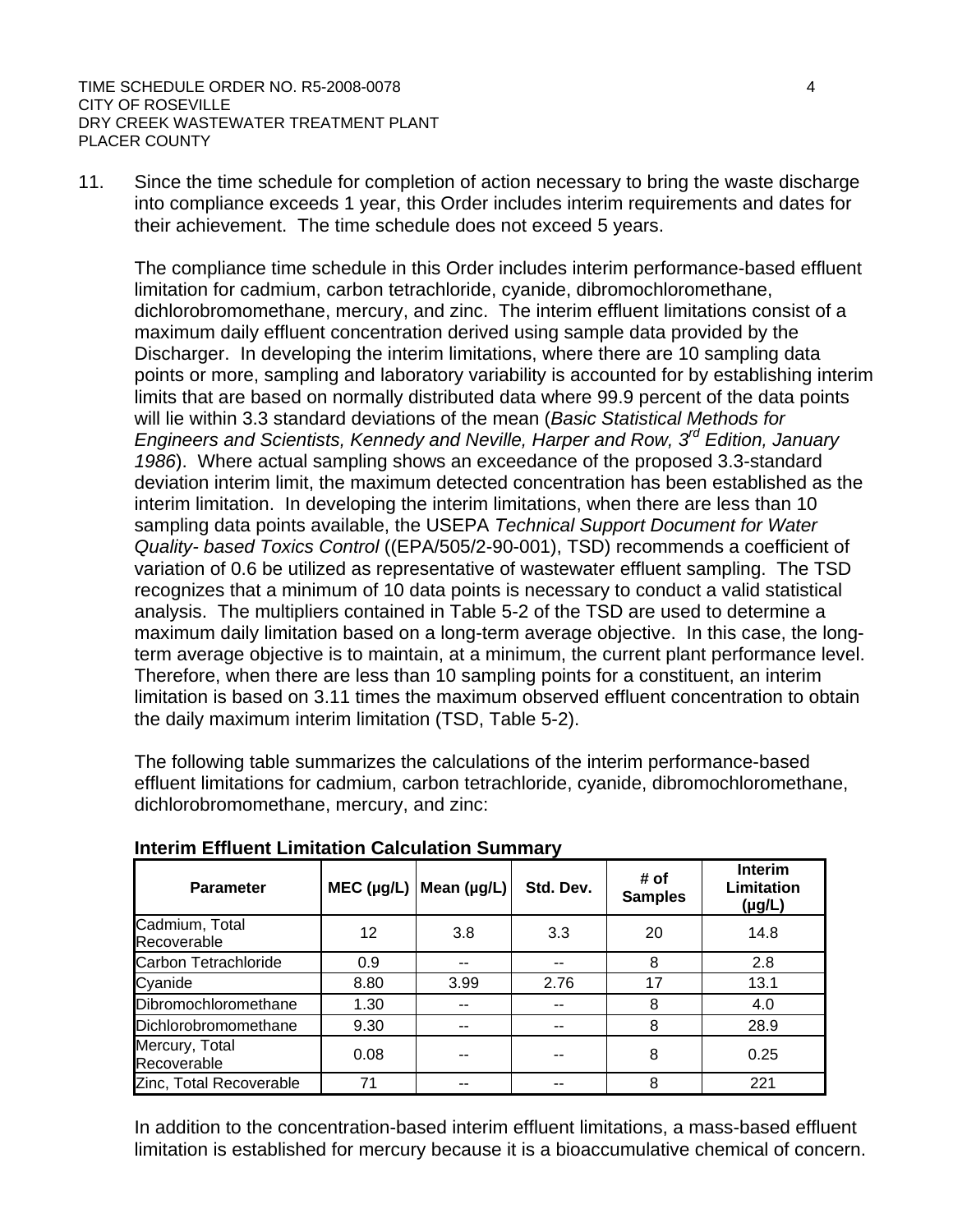11. Since the time schedule for completion of action necessary to bring the waste discharge into compliance exceeds 1 year, this Order includes interim requirements and dates for their achievement. The time schedule does not exceed 5 years.

    The compliance time schedule in this Order includes interim performance-based effluent limitation for cadmium, carbon tetrachloride, cyanide, dibromochloromethane, dichlorobromomethane, mercury, and zinc. The interim effluent limitations consist of a maximum daily effluent concentration derived using sample data provided by the Discharger. In developing the interim limitations, where there are 10 sampling data points or more, sampling and laboratory variability is accounted for by establishing interim limits that are based on normally distributed data where 99.9 percent of the data points will lie within 3.3 standard deviations of the mean (*Basic Statistical Methods for Engineers and Scientists, Kennedy and Neville, Harper and Row, 3rd Edition, January 1986*). Where actual sampling shows an exceedance of the proposed 3.3-standard deviation interim limit, the maximum detected concentration has been established as the interim limitation. In developing the interim limitations, when there are less than 10 sampling data points available, the USEPA *Technical Support Document for Water Quality- based Toxics Control* ((EPA/505/2-90-001), TSD) recommends a coefficient of variation of 0.6 be utilized as representative of wastewater effluent sampling. The TSD recognizes that a minimum of 10 data points is necessary to conduct a valid statistical analysis. The multipliers contained in Table 5-2 of the TSD are used to determine a maximum daily limitation based on a long-term average objective. In this case, the long-term average objective is to maintain, at a minimum, the current plant performance level. Therefore, when there are less than 10 sampling points for a constituent, an interim limitation is based on 3.11 times the maximum observed effluent concentration to obtain the daily maximum interim limitation (TSD, Table 5-2).

    The following table summarizes the calculations of the interim performance-based effluent limitations for cadmium, carbon tetrachloride, cyanide, dibromochloromethane, dichlorobromomethane, mercury, and zinc:

    **Interim Effluent Limitation Calculation Summary**

| Parameter | MEC (µg/L) | Mean (µg/L) | Std. Dev. | # of Samples | Interim Limitation (µg/L) |
|---|---|---|---|---|---|
| Cadmium, Total Recoverable | 12 | 3.8 | 3.3 | 20 | 14.8 |
| Carbon Tetrachloride | 0.9 | -- | -- | 8 | 2.8 |
| Cyanide | 8.80 | 3.99 | 2.76 | 17 | 13.1 |
| Dibromochloromethane | 1.30 | -- | -- | 8 | 4.0 |
| Dichlorobromomethane | 9.30 | -- | -- | 8 | 28.9 |
| Mercury, Total Recoverable | 0.08 | -- | -- | 8 | 0.25 |
| Zinc, Total Recoverable | 71 | -- | -- | 8 | 221 |

    In addition to the concentration-based interim effluent limitations, a mass-based effluent limitation is established for mercury because it is a bioaccumulative chemical of concern.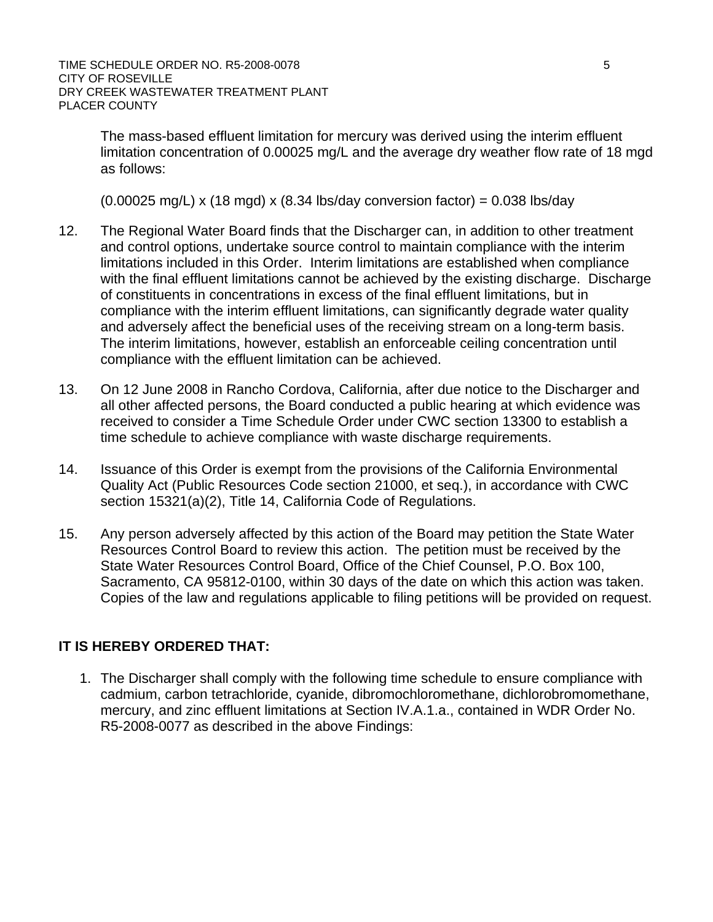The mass-based effluent limitation for mercury was derived using the interim effluent limitation concentration of 0.00025 mg/L and the average dry weather flow rate of 18 mgd as follows:

(0.00025 mg/L) x (18 mgd) x (8.34 lbs/day conversion factor) = 0.038 lbs/day

12. The Regional Water Board finds that the Discharger can, in addition to other treatment and control options, undertake source control to maintain compliance with the interim limitations included in this Order. Interim limitations are established when compliance with the final effluent limitations cannot be achieved by the existing discharge. Discharge of constituents in concentrations in excess of the final effluent limitations, but in compliance with the interim effluent limitations, can significantly degrade water quality and adversely affect the beneficial uses of the receiving stream on a long-term basis. The interim limitations, however, establish an enforceable ceiling concentration until compliance with the effluent limitation can be achieved.

13. On 12 June 2008 in Rancho Cordova, California, after due notice to the Discharger and all other affected persons, the Board conducted a public hearing at which evidence was received to consider a Time Schedule Order under CWC section 13300 to establish a time schedule to achieve compliance with waste discharge requirements.

14. Issuance of this Order is exempt from the provisions of the California Environmental Quality Act (Public Resources Code section 21000, et seq.), in accordance with CWC section 15321(a)(2), Title 14, California Code of Regulations.

15. Any person adversely affected by this action of the Board may petition the State Water Resources Control Board to review this action. The petition must be received by the State Water Resources Control Board, Office of the Chief Counsel, P.O. Box 100, Sacramento, CA 95812-0100, within 30 days of the date on which this action was taken. Copies of the law and regulations applicable to filing petitions will be provided on request.

**IT IS HEREBY ORDERED THAT:**

1. The Discharger shall comply with the following time schedule to ensure compliance with cadmium, carbon tetrachloride, cyanide, dibromochloromethane, dichlorobromomethane, mercury, and zinc effluent limitations at Section IV.A.1.a., contained in WDR Order No. R5-2008-0077 as described in the above Findings: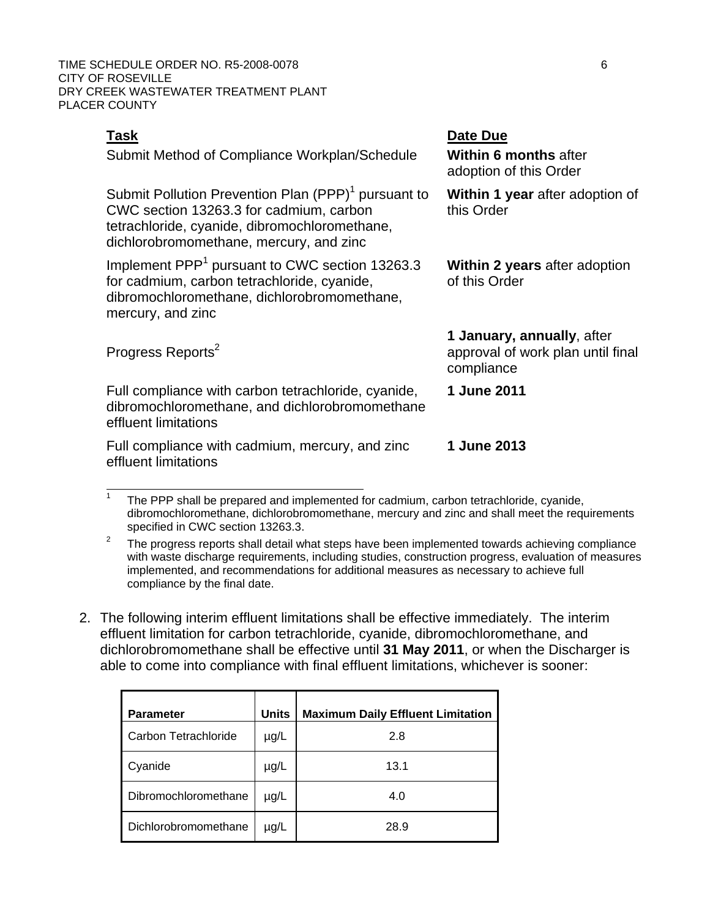| **Task** | **Date Due** |
|---|---|
| Submit Method of Compliance Workplan/Schedule | **Within 6 months** after adoption of this Order |
| Submit Pollution Prevention Plan (PPP)[1] pursuant to CWC section 13263.3 for cadmium, carbon tetrachloride, cyanide, dibromochloromethane, dichlorobromomethane, mercury, and zinc | **Within 1 year** after adoption of this Order |
| Implement PPP[1] pursuant to CWC section 13263.3 for cadmium, carbon tetrachloride, cyanide, dibromochloromethane, dichlorobromomethane, mercury, and zinc | **Within 2 years** after adoption of this Order |
| Progress Reports[2] | **1 January, annually**, after approval of work plan until final compliance |
| Full compliance with carbon tetrachloride, cyanide, dibromochloromethane, and dichlorobromomethane effluent limitations | **1 June 2011** |
| Full compliance with cadmium, mercury, and zinc effluent limitations | **1 June 2013** |

[1] The PPP shall be prepared and implemented for cadmium, carbon tetrachloride, cyanide, dibromochloromethane, dichlorobromomethane, mercury and zinc and shall meet the requirements specified in CWC section 13263.3.

[2] The progress reports shall detail what steps have been implemented towards achieving compliance with waste discharge requirements, including studies, construction progress, evaluation of measures implemented, and recommendations for additional measures as necessary to achieve full compliance by the final date.

2. The following interim effluent limitations shall be effective immediately. The interim effluent limitation for carbon tetrachloride, cyanide, dibromochloromethane, and dichlorobromomethane shall be effective until **31 May 2011**, or when the Discharger is able to come into compliance with final effluent limitations, whichever is sooner:

| Parameter | Units | Maximum Daily Effluent Limitation |
|---|---|---|
| Carbon Tetrachloride | µg/L | 2.8 |
| Cyanide | µg/L | 13.1 |
| Dibromochloromethane | µg/L | 4.0 |
| Dichlorobromomethane | µg/L | 28.9 |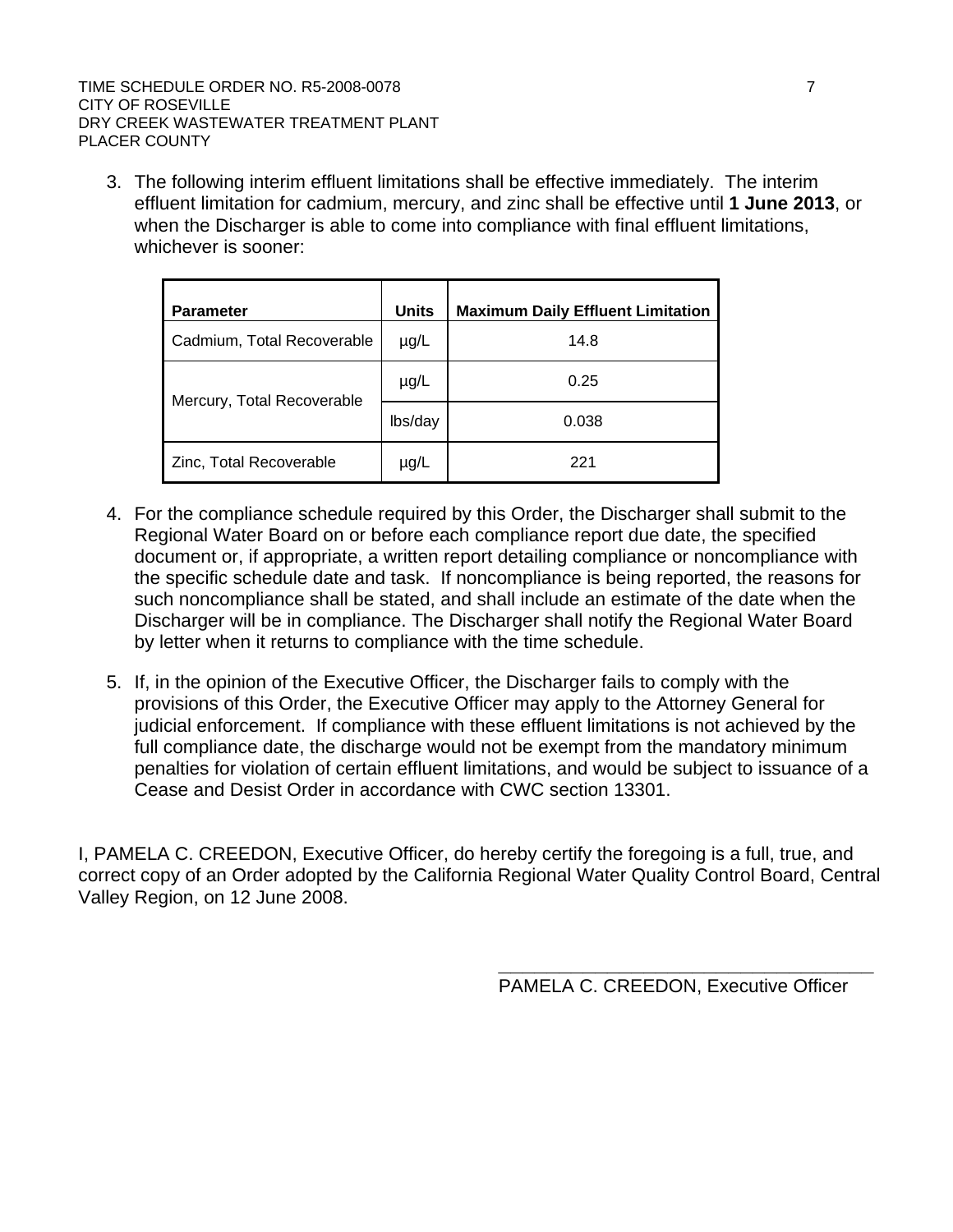3. The following interim effluent limitations shall be effective immediately. The interim effluent limitation for cadmium, mercury, and zinc shall be effective until **1 June 2013**, or when the Discharger is able to come into compliance with final effluent limitations, whichever is sooner:

| Parameter | Units | Maximum Daily Effluent Limitation |
|---|---|---|
| Cadmium, Total Recoverable | µg/L | 14.8 |
| Mercury, Total Recoverable | µg/L | 0.25 |
| | lbs/day | 0.038 |
| Zinc, Total Recoverable | µg/L | 221 |

4. For the compliance schedule required by this Order, the Discharger shall submit to the Regional Water Board on or before each compliance report due date, the specified document or, if appropriate, a written report detailing compliance or noncompliance with the specific schedule date and task. If noncompliance is being reported, the reasons for such noncompliance shall be stated, and shall include an estimate of the date when the Discharger will be in compliance. The Discharger shall notify the Regional Water Board by letter when it returns to compliance with the time schedule.

5. If, in the opinion of the Executive Officer, the Discharger fails to comply with the provisions of this Order, the Executive Officer may apply to the Attorney General for judicial enforcement. If compliance with these effluent limitations is not achieved by the full compliance date, the discharge would not be exempt from the mandatory minimum penalties for violation of certain effluent limitations, and would be subject to issuance of a Cease and Desist Order in accordance with CWC section 13301.

I, PAMELA C. CREEDON, Executive Officer, do hereby certify the foregoing is a full, true, and correct copy of an Order adopted by the California Regional Water Quality Control Board, Central Valley Region, on 12 June 2008.

\_\_\_\_\_\_\_\_\_\_\_\_\_\_\_\_\_\_\_\_\_\_\_\_\_\_\_\_\_\_\_\_\_\_\_\_\_\_

PAMELA C. CREEDON, Executive Officer